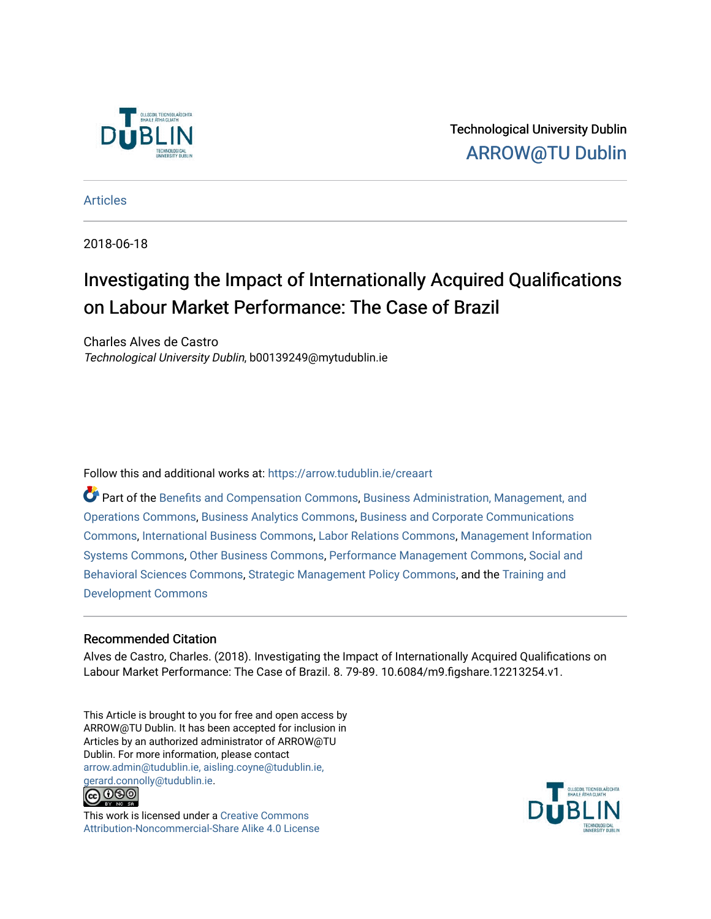Technological University Dublin

ARROW@TU Dublin

Articles

2018-06-18

# Investigating the Impact of Internationally Acquired Qualifications on Labour Market Performance: The Case of Brazil

Charles Alves de Castro

*Technological University Dublin*, b00139249@mytudublin.ie

Follow this and additional works at: https://arrow.tudublin.ie/creaart

Part of the Benefits and Compensation Commons, Business Administration, Management, and Operations Commons, Business Analytics Commons, Business and Corporate Communications Commons, International Business Commons, Labor Relations Commons, Management Information Systems Commons, Other Business Commons, Performance Management Commons, Social and Behavioral Sciences Commons, Strategic Management Policy Commons, and the Training and Development Commons

## Recommended Citation

Alves de Castro, Charles. (2018). Investigating the Impact of Internationally Acquired Qualifications on Labour Market Performance: The Case of Brazil. 8. 79-89. 10.6084/m9.figshare.12213254.v1.

This Article is brought to you for free and open access by ARROW@TU Dublin. It has been accepted for inclusion in Articles by an authorized administrator of ARROW@TU Dublin. For more information, please contact arrow.admin@tudublin.ie, aisling.coyne@tudublin.ie, gerard.connolly@tudublin.ie.

This work is licensed under a Creative Commons Attribution-Noncommercial-Share Alike 4.0 License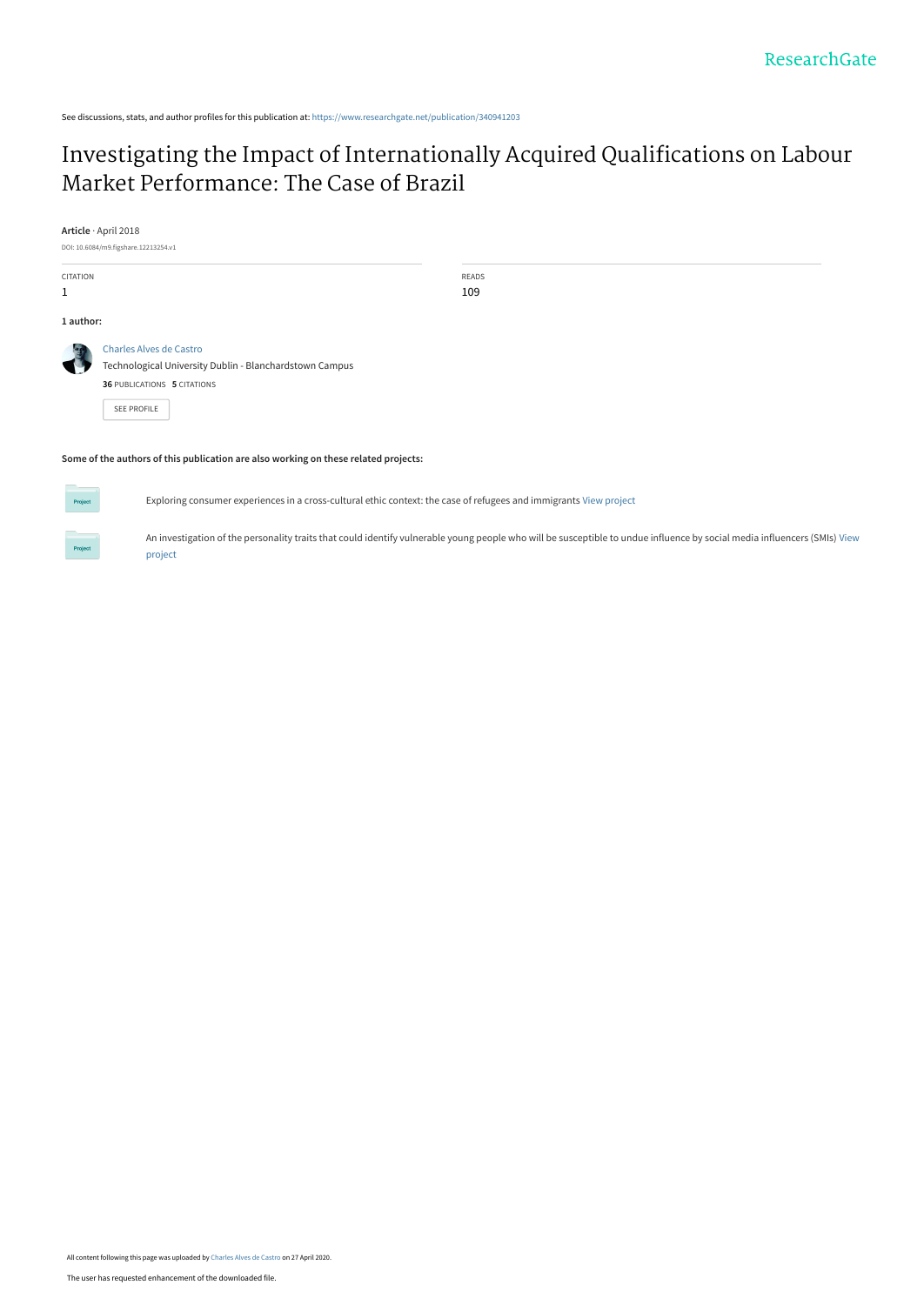See discussions, stats, and author profiles for this publication at: https://www.researchgate.net/publication/340941203

# Investigating the Impact of Internationally Acquired Qualifications on Labour Market Performance: The Case of Brazil

**Article** · April 2018

DOI: 10.6084/m9.figshare.12213254.v1

| CITATION | READS |
| --- | --- |
| 1 | 109 |

**1 author:**

Charles Alves de Castro
Technological University Dublin - Blanchardstown Campus
**36** PUBLICATIONS **5** CITATIONS

SEE PROFILE

**Some of the authors of this publication are also working on these related projects:**

Exploring consumer experiences in a cross-cultural ethic context: the case of refugees and immigrants View project

An investigation of the personality traits that could identify vulnerable young people who will be susceptible to undue influence by social media influencers (SMIs) View project

All content following this page was uploaded by Charles Alves de Castro on 27 April 2020.

The user has requested enhancement of the downloaded file.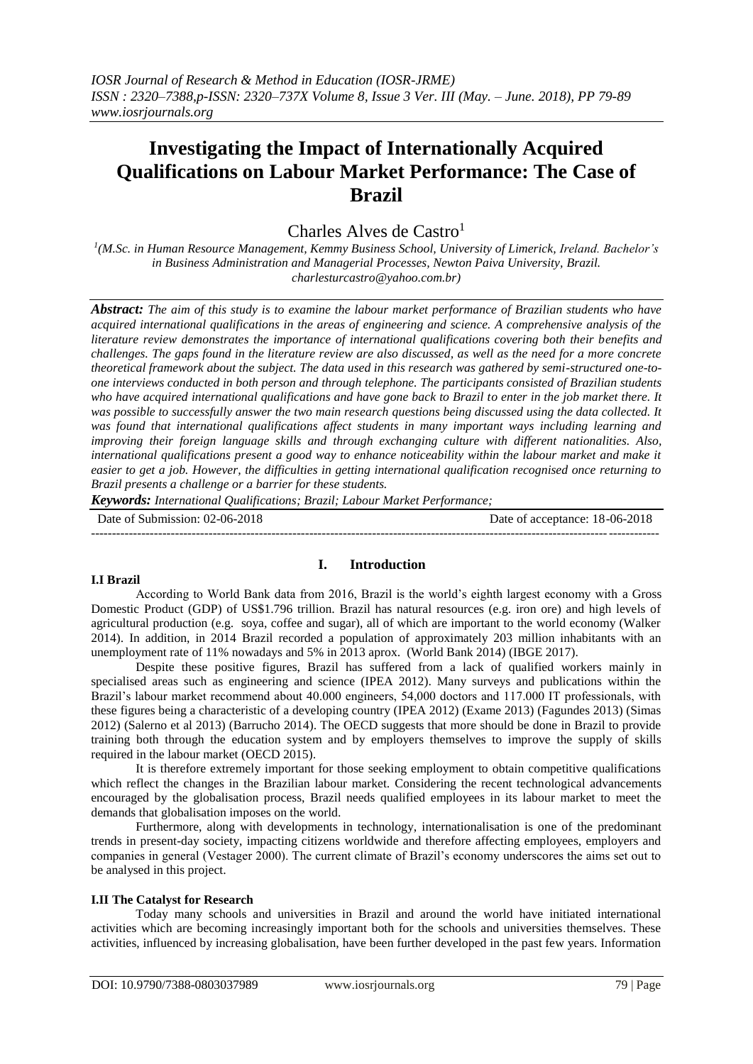# Investigating the Impact of Internationally Acquired Qualifications on Labour Market Performance: The Case of Brazil

Charles Alves de Castro[1]

[1](M.Sc. in Human Resource Management, Kemmy Business School, University of Limerick, Ireland. Bachelor's in Business Administration and Managerial Processes, Newton Paiva University, Brazil. charlesturcastro@yahoo.com.br)

***Abstract:*** *The aim of this study is to examine the labour market performance of Brazilian students who have acquired international qualifications in the areas of engineering and science. A comprehensive analysis of the literature review demonstrates the importance of international qualifications covering both their benefits and challenges. The gaps found in the literature review are also discussed, as well as the need for a more concrete theoretical framework about the subject. The data used in this research was gathered by semi-structured one-to-one interviews conducted in both person and through telephone. The participants consisted of Brazilian students who have acquired international qualifications and have gone back to Brazil to enter in the job market there. It was possible to successfully answer the two main research questions being discussed using the data collected. It was found that international qualifications affect students in many important ways including learning and improving their foreign language skills and through exchanging culture with different nationalities. Also, international qualifications present a good way to enhance noticeability within the labour market and make it easier to get a job. However, the difficulties in getting international qualification recognised once returning to Brazil presents a challenge or a barrier for these students.*

***Keywords:*** *International Qualifications; Brazil; Labour Market Performance;*

Date of Submission: 02-06-2018 | Date of acceptance: 18-06-2018

## I. Introduction

### I.I Brazil

According to World Bank data from 2016, Brazil is the world's eighth largest economy with a Gross Domestic Product (GDP) of US$1.796 trillion. Brazil has natural resources (e.g. iron ore) and high levels of agricultural production (e.g. soya, coffee and sugar), all of which are important to the world economy (Walker 2014). In addition, in 2014 Brazil recorded a population of approximately 203 million inhabitants with an unemployment rate of 11% nowadays and 5% in 2013 aprox. (World Bank 2014) (IBGE 2017).

Despite these positive figures, Brazil has suffered from a lack of qualified workers mainly in specialised areas such as engineering and science (IPEA 2012). Many surveys and publications within the Brazil's labour market recommend about 40.000 engineers, 54,000 doctors and 117.000 IT professionals, with these figures being a characteristic of a developing country (IPEA 2012) (Exame 2013) (Fagundes 2013) (Simas 2012) (Salerno et al 2013) (Barrucho 2014). The OECD suggests that more should be done in Brazil to provide training both through the education system and by employers themselves to improve the supply of skills required in the labour market (OECD 2015).

It is therefore extremely important for those seeking employment to obtain competitive qualifications which reflect the changes in the Brazilian labour market. Considering the recent technological advancements encouraged by the globalisation process, Brazil needs qualified employees in its labour market to meet the demands that globalisation imposes on the world.

Furthermore, along with developments in technology, internationalisation is one of the predominant trends in present-day society, impacting citizens worldwide and therefore affecting employees, employers and companies in general (Vestager 2000). The current climate of Brazil's economy underscores the aims set out to be analysed in this project.

### I.II The Catalyst for Research

Today many schools and universities in Brazil and around the world have initiated international activities which are becoming increasingly important both for the schools and universities themselves. These activities, influenced by increasing globalisation, have been further developed in the past few years. Information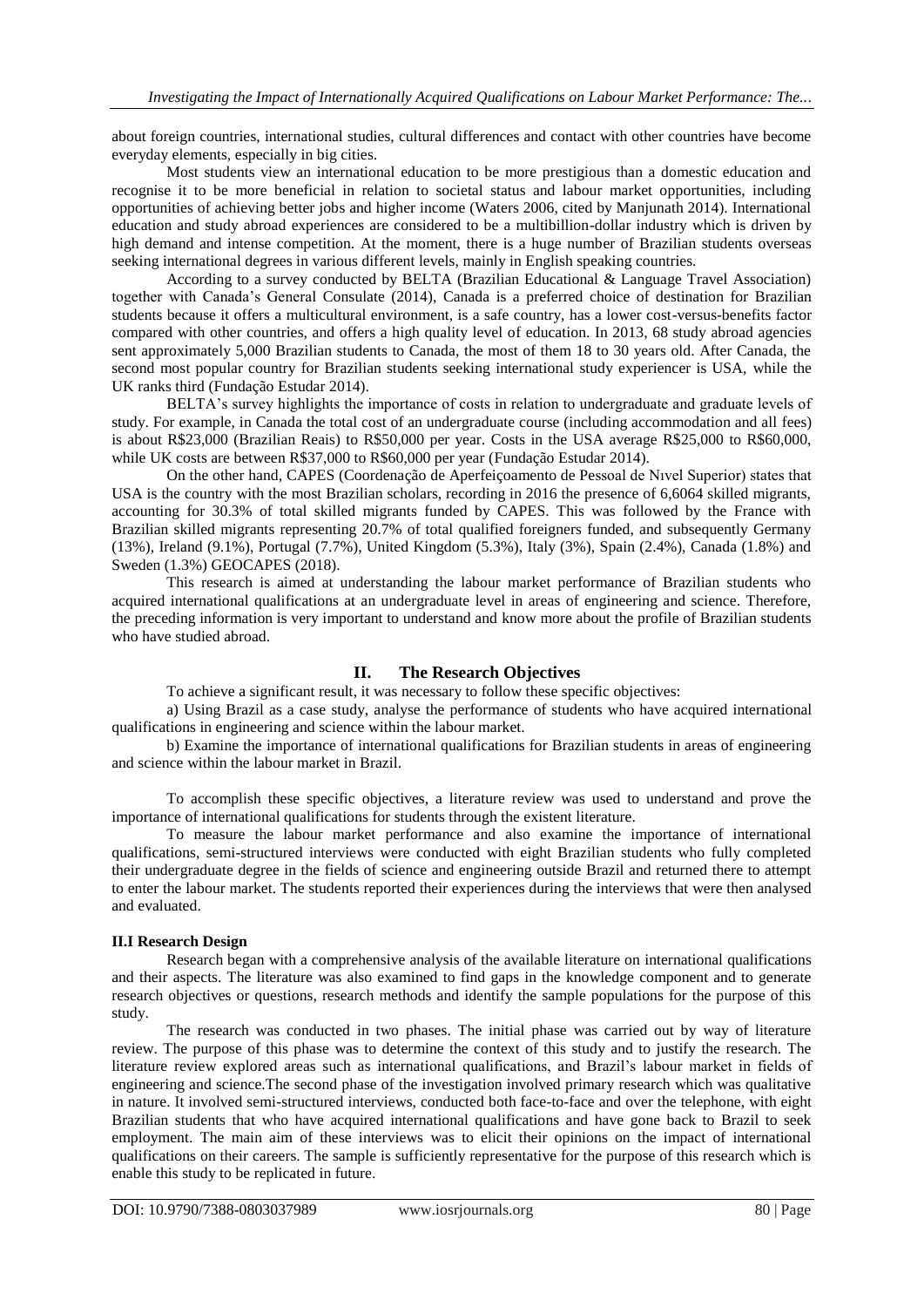about foreign countries, international studies, cultural differences and contact with other countries have become everyday elements, especially in big cities.

Most students view an international education to be more prestigious than a domestic education and recognise it to be more beneficial in relation to societal status and labour market opportunities, including opportunities of achieving better jobs and higher income (Waters 2006, cited by Manjunath 2014). International education and study abroad experiences are considered to be a multibillion-dollar industry which is driven by high demand and intense competition. At the moment, there is a huge number of Brazilian students overseas seeking international degrees in various different levels, mainly in English speaking countries.

According to a survey conducted by BELTA (Brazilian Educational & Language Travel Association) together with Canada's General Consulate (2014), Canada is a preferred choice of destination for Brazilian students because it offers a multicultural environment, is a safe country, has a lower cost-versus-benefits factor compared with other countries, and offers a high quality level of education. In 2013, 68 study abroad agencies sent approximately 5,000 Brazilian students to Canada, the most of them 18 to 30 years old. After Canada, the second most popular country for Brazilian students seeking international study experiencer is USA, while the UK ranks third (Fundação Estudar 2014).

BELTA's survey highlights the importance of costs in relation to undergraduate and graduate levels of study. For example, in Canada the total cost of an undergraduate course (including accommodation and all fees) is about R$23,000 (Brazilian Reais) to R$50,000 per year. Costs in the USA average R$25,000 to R$60,000, while UK costs are between R$37,000 to R$60,000 per year (Fundação Estudar 2014).

On the other hand, CAPES (Coordenação de Aperfeiçoamento de Pessoal de Nıvel Superior) states that USA is the country with the most Brazilian scholars, recording in 2016 the presence of 6,6064 skilled migrants, accounting for 30.3% of total skilled migrants funded by CAPES. This was followed by the France with Brazilian skilled migrants representing 20.7% of total qualified foreigners funded, and subsequently Germany (13%), Ireland (9.1%), Portugal (7.7%), United Kingdom (5.3%), Italy (3%), Spain (2.4%), Canada (1.8%) and Sweden (1.3%) GEOCAPES (2018).

This research is aimed at understanding the labour market performance of Brazilian students who acquired international qualifications at an undergraduate level in areas of engineering and science. Therefore, the preceding information is very important to understand and know more about the profile of Brazilian students who have studied abroad.

## II. The Research Objectives

To achieve a significant result, it was necessary to follow these specific objectives:

a) Using Brazil as a case study, analyse the performance of students who have acquired international qualifications in engineering and science within the labour market.

b) Examine the importance of international qualifications for Brazilian students in areas of engineering and science within the labour market in Brazil.

To accomplish these specific objectives, a literature review was used to understand and prove the importance of international qualifications for students through the existent literature.

To measure the labour market performance and also examine the importance of international qualifications, semi-structured interviews were conducted with eight Brazilian students who fully completed their undergraduate degree in the fields of science and engineering outside Brazil and returned there to attempt to enter the labour market. The students reported their experiences during the interviews that were then analysed and evaluated.

### II.I Research Design

Research began with a comprehensive analysis of the available literature on international qualifications and their aspects. The literature was also examined to find gaps in the knowledge component and to generate research objectives or questions, research methods and identify the sample populations for the purpose of this study.

The research was conducted in two phases. The initial phase was carried out by way of literature review. The purpose of this phase was to determine the context of this study and to justify the research. The literature review explored areas such as international qualifications, and Brazil's labour market in fields of engineering and science.The second phase of the investigation involved primary research which was qualitative in nature. It involved semi-structured interviews, conducted both face-to-face and over the telephone, with eight Brazilian students that who have acquired international qualifications and have gone back to Brazil to seek employment. The main aim of these interviews was to elicit their opinions on the impact of international qualifications on their careers. The sample is sufficiently representative for the purpose of this research which is enable this study to be replicated in future.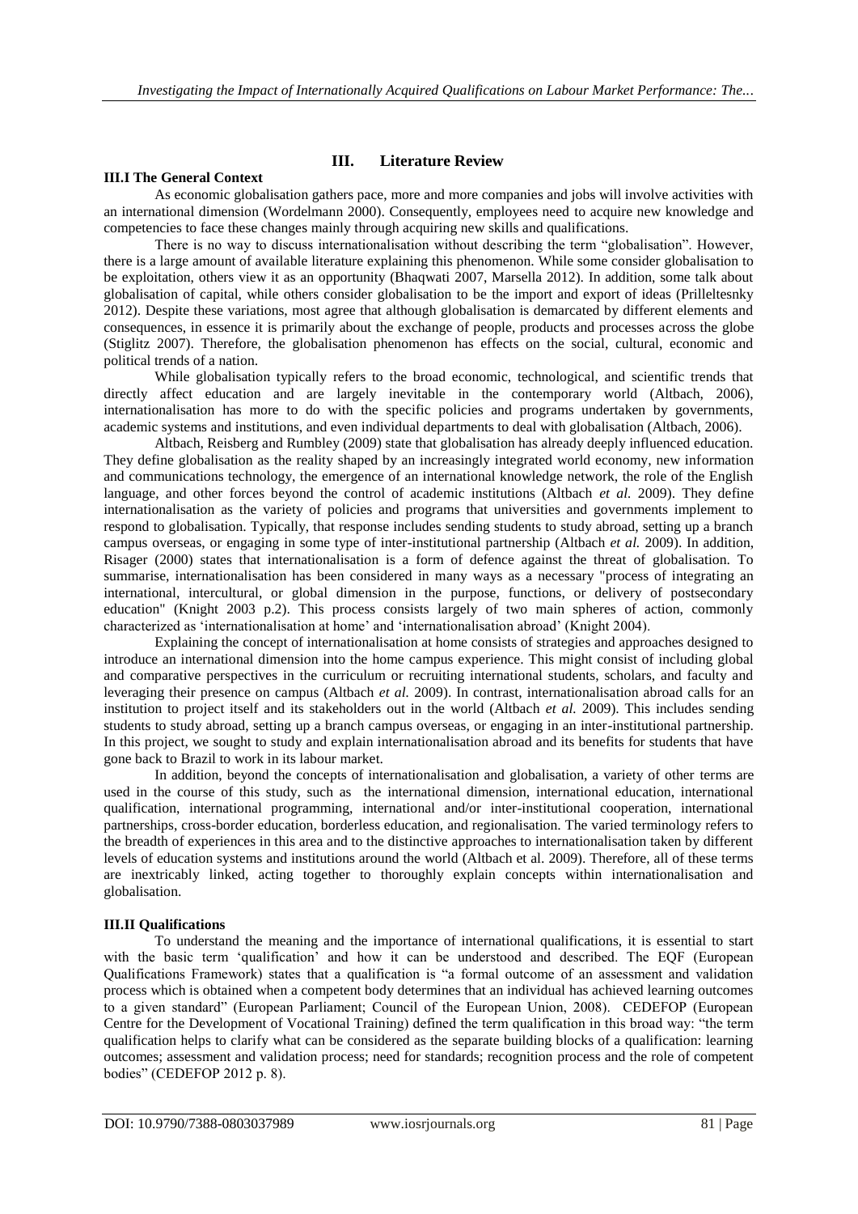## III. Literature Review

### III.I The General Context

As economic globalisation gathers pace, more and more companies and jobs will involve activities with an international dimension (Wordelmann 2000). Consequently, employees need to acquire new knowledge and competencies to face these changes mainly through acquiring new skills and qualifications.

There is no way to discuss internationalisation without describing the term "globalisation". However, there is a large amount of available literature explaining this phenomenon. While some consider globalisation to be exploitation, others view it as an opportunity (Bhaqwati 2007, Marsella 2012). In addition, some talk about globalisation of capital, while others consider globalisation to be the import and export of ideas (Prilleltesnky 2012). Despite these variations, most agree that although globalisation is demarcated by different elements and consequences, in essence it is primarily about the exchange of people, products and processes across the globe (Stiglitz 2007). Therefore, the globalisation phenomenon has effects on the social, cultural, economic and political trends of a nation.

While globalisation typically refers to the broad economic, technological, and scientific trends that directly affect education and are largely inevitable in the contemporary world (Altbach, 2006), internationalisation has more to do with the specific policies and programs undertaken by governments, academic systems and institutions, and even individual departments to deal with globalisation (Altbach, 2006).

Altbach, Reisberg and Rumbley (2009) state that globalisation has already deeply influenced education. They define globalisation as the reality shaped by an increasingly integrated world economy, new information and communications technology, the emergence of an international knowledge network, the role of the English language, and other forces beyond the control of academic institutions (Altbach *et al.* 2009). They define internationalisation as the variety of policies and programs that universities and governments implement to respond to globalisation. Typically, that response includes sending students to study abroad, setting up a branch campus overseas, or engaging in some type of inter-institutional partnership (Altbach *et al.* 2009). In addition, Risager (2000) states that internationalisation is a form of defence against the threat of globalisation. To summarise, internationalisation has been considered in many ways as a necessary "process of integrating an international, intercultural, or global dimension in the purpose, functions, or delivery of postsecondary education" (Knight 2003 p.2). This process consists largely of two main spheres of action, commonly characterized as 'internationalisation at home' and 'internationalisation abroad' (Knight 2004).

Explaining the concept of internationalisation at home consists of strategies and approaches designed to introduce an international dimension into the home campus experience. This might consist of including global and comparative perspectives in the curriculum or recruiting international students, scholars, and faculty and leveraging their presence on campus (Altbach *et al.* 2009). In contrast, internationalisation abroad calls for an institution to project itself and its stakeholders out in the world (Altbach *et al.* 2009). This includes sending students to study abroad, setting up a branch campus overseas, or engaging in an inter-institutional partnership. In this project, we sought to study and explain internationalisation abroad and its benefits for students that have gone back to Brazil to work in its labour market.

In addition, beyond the concepts of internationalisation and globalisation, a variety of other terms are used in the course of this study, such as the international dimension, international education, international qualification, international programming, international and/or inter-institutional cooperation, international partnerships, cross-border education, borderless education, and regionalisation. The varied terminology refers to the breadth of experiences in this area and to the distinctive approaches to internationalisation taken by different levels of education systems and institutions around the world (Altbach et al. 2009). Therefore, all of these terms are inextricably linked, acting together to thoroughly explain concepts within internationalisation and globalisation.

### III.II Qualifications

To understand the meaning and the importance of international qualifications, it is essential to start with the basic term 'qualification' and how it can be understood and described. The EQF (European Qualifications Framework) states that a qualification is "a formal outcome of an assessment and validation process which is obtained when a competent body determines that an individual has achieved learning outcomes to a given standard" (European Parliament; Council of the European Union, 2008). CEDEFOP (European Centre for the Development of Vocational Training) defined the term qualification in this broad way: "the term qualification helps to clarify what can be considered as the separate building blocks of a qualification: learning outcomes; assessment and validation process; need for standards; recognition process and the role of competent bodies" (CEDEFOP 2012 p. 8).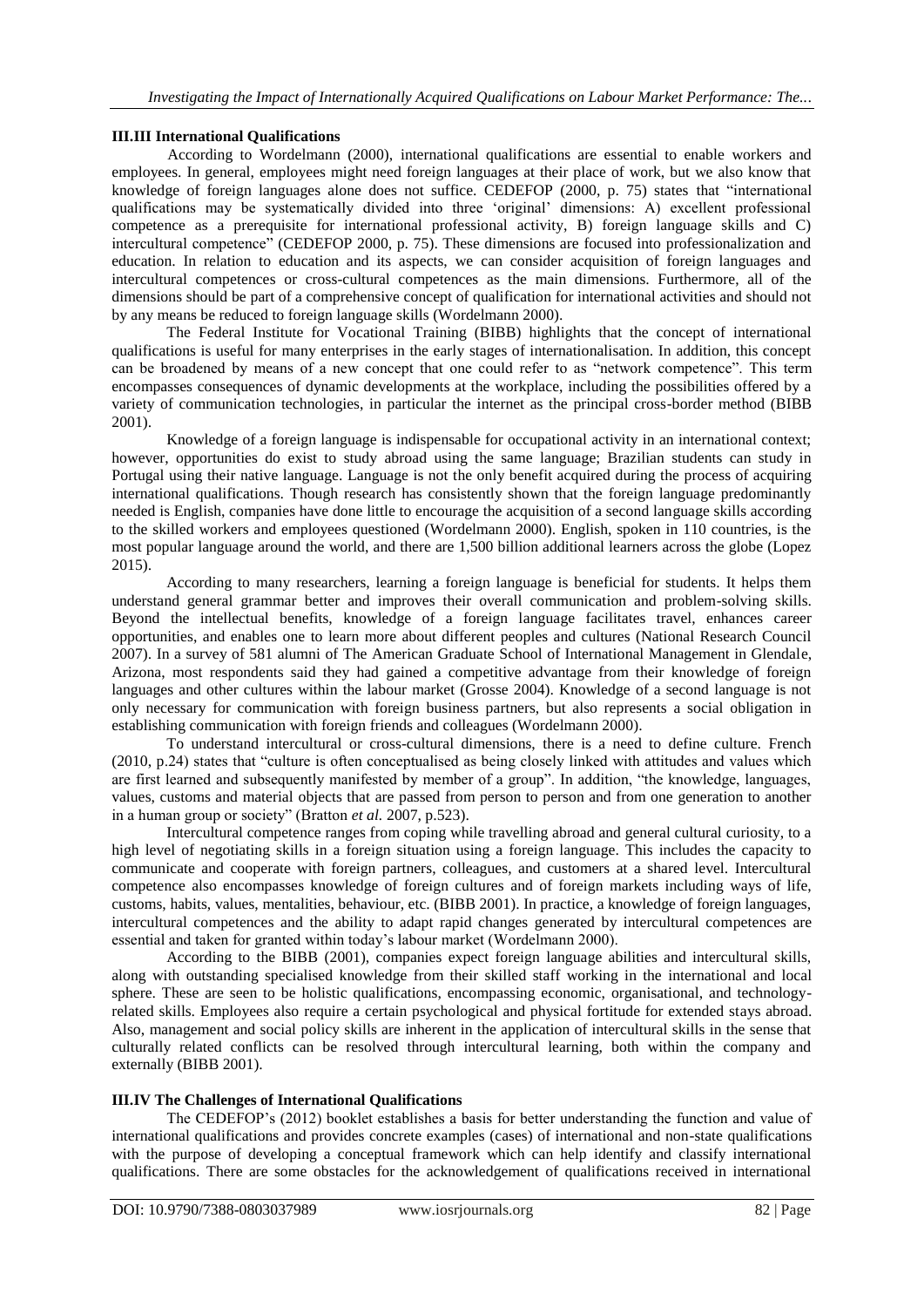### III.III International Qualifications

According to Wordelmann (2000), international qualifications are essential to enable workers and employees. In general, employees might need foreign languages at their place of work, but we also know that knowledge of foreign languages alone does not suffice. CEDEFOP (2000, p. 75) states that "international qualifications may be systematically divided into three 'original' dimensions: A) excellent professional competence as a prerequisite for international professional activity, B) foreign language skills and C) intercultural competence" (CEDEFOP 2000, p. 75). These dimensions are focused into professionalization and education. In relation to education and its aspects, we can consider acquisition of foreign languages and intercultural competences or cross-cultural competences as the main dimensions. Furthermore, all of the dimensions should be part of a comprehensive concept of qualification for international activities and should not by any means be reduced to foreign language skills (Wordelmann 2000).

The Federal Institute for Vocational Training (BIBB) highlights that the concept of international qualifications is useful for many enterprises in the early stages of internationalisation. In addition, this concept can be broadened by means of a new concept that one could refer to as "network competence". This term encompasses consequences of dynamic developments at the workplace, including the possibilities offered by a variety of communication technologies, in particular the internet as the principal cross-border method (BIBB 2001).

Knowledge of a foreign language is indispensable for occupational activity in an international context; however, opportunities do exist to study abroad using the same language; Brazilian students can study in Portugal using their native language. Language is not the only benefit acquired during the process of acquiring international qualifications. Though research has consistently shown that the foreign language predominantly needed is English, companies have done little to encourage the acquisition of a second language skills according to the skilled workers and employees questioned (Wordelmann 2000). English, spoken in 110 countries, is the most popular language around the world, and there are 1,500 billion additional learners across the globe (Lopez 2015).

According to many researchers, learning a foreign language is beneficial for students. It helps them understand general grammar better and improves their overall communication and problem-solving skills. Beyond the intellectual benefits, knowledge of a foreign language facilitates travel, enhances career opportunities, and enables one to learn more about different peoples and cultures (National Research Council 2007). In a survey of 581 alumni of The American Graduate School of International Management in Glendale, Arizona, most respondents said they had gained a competitive advantage from their knowledge of foreign languages and other cultures within the labour market (Grosse 2004). Knowledge of a second language is not only necessary for communication with foreign business partners, but also represents a social obligation in establishing communication with foreign friends and colleagues (Wordelmann 2000).

To understand intercultural or cross-cultural dimensions, there is a need to define culture. French (2010, p.24) states that "culture is often conceptualised as being closely linked with attitudes and values which are first learned and subsequently manifested by member of a group". In addition, "the knowledge, languages, values, customs and material objects that are passed from person to person and from one generation to another in a human group or society" (Bratton *et al.* 2007, p.523).

Intercultural competence ranges from coping while travelling abroad and general cultural curiosity, to a high level of negotiating skills in a foreign situation using a foreign language. This includes the capacity to communicate and cooperate with foreign partners, colleagues, and customers at a shared level. Intercultural competence also encompasses knowledge of foreign cultures and of foreign markets including ways of life, customs, habits, values, mentalities, behaviour, etc. (BIBB 2001). In practice, a knowledge of foreign languages, intercultural competences and the ability to adapt rapid changes generated by intercultural competences are essential and taken for granted within today's labour market (Wordelmann 2000).

According to the BIBB (2001), companies expect foreign language abilities and intercultural skills, along with outstanding specialised knowledge from their skilled staff working in the international and local sphere. These are seen to be holistic qualifications, encompassing economic, organisational, and technology-related skills. Employees also require a certain psychological and physical fortitude for extended stays abroad. Also, management and social policy skills are inherent in the application of intercultural skills in the sense that culturally related conflicts can be resolved through intercultural learning, both within the company and externally (BIBB 2001).

### III.IV The Challenges of International Qualifications

The CEDEFOP's (2012) booklet establishes a basis for better understanding the function and value of international qualifications and provides concrete examples (cases) of international and non-state qualifications with the purpose of developing a conceptual framework which can help identify and classify international qualifications. There are some obstacles for the acknowledgement of qualifications received in international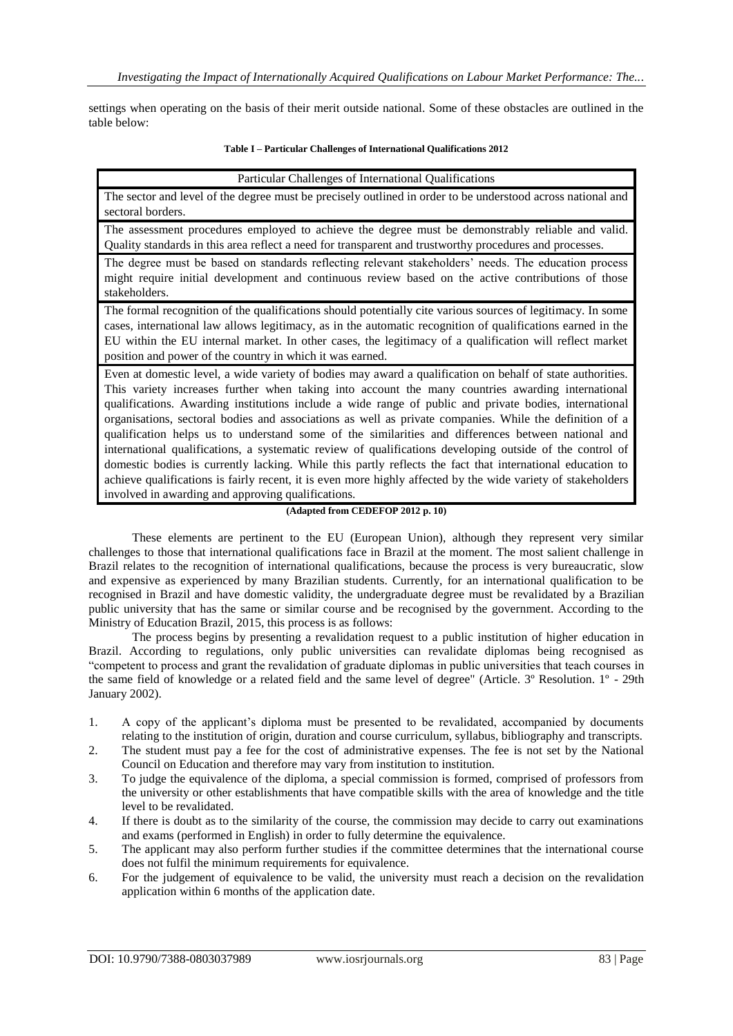settings when operating on the basis of their merit outside national. Some of these obstacles are outlined in the table below:

**Table I – Particular Challenges of International Qualifications 2012**

| Particular Challenges of International Qualifications |
|---|
| The sector and level of the degree must be precisely outlined in order to be understood across national and sectoral borders. |
| The assessment procedures employed to achieve the degree must be demonstrably reliable and valid. Quality standards in this area reflect a need for transparent and trustworthy procedures and processes. |
| The degree must be based on standards reflecting relevant stakeholders' needs. The education process might require initial development and continuous review based on the active contributions of those stakeholders. |
| The formal recognition of the qualifications should potentially cite various sources of legitimacy. In some cases, international law allows legitimacy, as in the automatic recognition of qualifications earned in the EU within the EU internal market. In other cases, the legitimacy of a qualification will reflect market position and power of the country in which it was earned. |
| Even at domestic level, a wide variety of bodies may award a qualification on behalf of state authorities. This variety increases further when taking into account the many countries awarding international qualifications. Awarding institutions include a wide range of public and private bodies, international organisations, sectoral bodies and associations as well as private companies. While the definition of a qualification helps us to understand some of the similarities and differences between national and international qualifications, a systematic review of qualifications developing outside of the control of domestic bodies is currently lacking. While this partly reflects the fact that international education to achieve qualifications is fairly recent, it is even more highly affected by the wide variety of stakeholders involved in awarding and approving qualifications. |

**(Adapted from CEDEFOP 2012 p. 10)**

These elements are pertinent to the EU (European Union), although they represent very similar challenges to those that international qualifications face in Brazil at the moment. The most salient challenge in Brazil relates to the recognition of international qualifications, because the process is very bureaucratic, slow and expensive as experienced by many Brazilian students. Currently, for an international qualification to be recognised in Brazil and have domestic validity, the undergraduate degree must be revalidated by a Brazilian public university that has the same or similar course and be recognised by the government. According to the Ministry of Education Brazil, 2015, this process is as follows:

The process begins by presenting a revalidation request to a public institution of higher education in Brazil. According to regulations, only public universities can revalidate diplomas being recognised as "competent to process and grant the revalidation of graduate diplomas in public universities that teach courses in the same field of knowledge or a related field and the same level of degree" (Article. 3º Resolution. 1º - 29th January 2002).

1. A copy of the applicant's diploma must be presented to be revalidated, accompanied by documents relating to the institution of origin, duration and course curriculum, syllabus, bibliography and transcripts.
2. The student must pay a fee for the cost of administrative expenses. The fee is not set by the National Council on Education and therefore may vary from institution to institution.
3. To judge the equivalence of the diploma, a special commission is formed, comprised of professors from the university or other establishments that have compatible skills with the area of knowledge and the title level to be revalidated.
4. If there is doubt as to the similarity of the course, the commission may decide to carry out examinations and exams (performed in English) in order to fully determine the equivalence.
5. The applicant may also perform further studies if the committee determines that the international course does not fulfil the minimum requirements for equivalence.
6. For the judgement of equivalence to be valid, the university must reach a decision on the revalidation application within 6 months of the application date.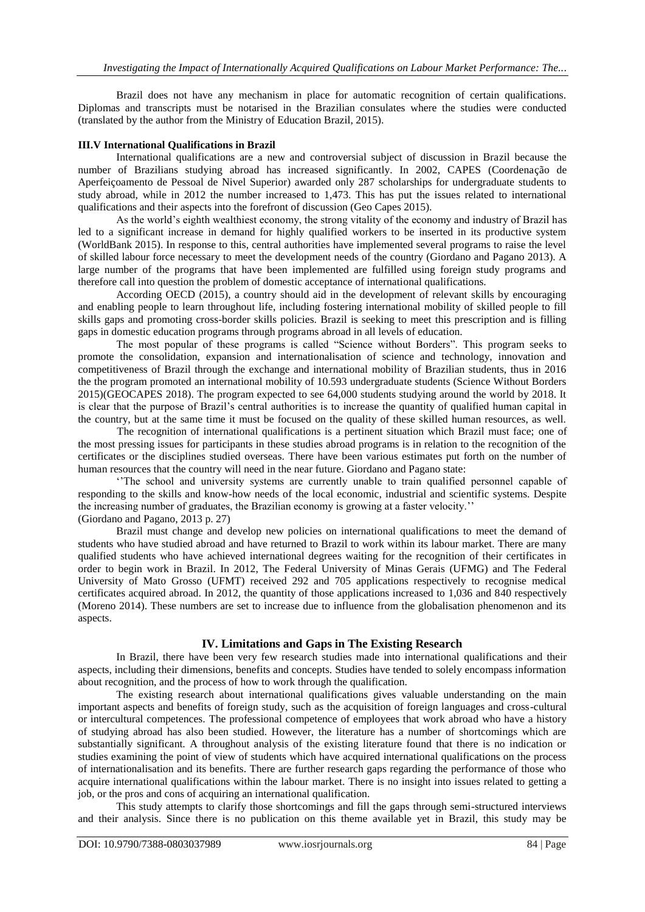Brazil does not have any mechanism in place for automatic recognition of certain qualifications. Diplomas and transcripts must be notarised in the Brazilian consulates where the studies were conducted (translated by the author from the Ministry of Education Brazil, 2015).

### III.V International Qualifications in Brazil

International qualifications are a new and controversial subject of discussion in Brazil because the number of Brazilians studying abroad has increased significantly. In 2002, CAPES (Coordenação de Aperfeiçoamento de Pessoal de Nivel Superior) awarded only 287 scholarships for undergraduate students to study abroad, while in 2012 the number increased to 1,473. This has put the issues related to international qualifications and their aspects into the forefront of discussion (Geo Capes 2015).

As the world's eighth wealthiest economy, the strong vitality of the economy and industry of Brazil has led to a significant increase in demand for highly qualified workers to be inserted in its productive system (WorldBank 2015). In response to this, central authorities have implemented several programs to raise the level of skilled labour force necessary to meet the development needs of the country (Giordano and Pagano 2013). A large number of the programs that have been implemented are fulfilled using foreign study programs and therefore call into question the problem of domestic acceptance of international qualifications.

According OECD (2015), a country should aid in the development of relevant skills by encouraging and enabling people to learn throughout life, including fostering international mobility of skilled people to fill skills gaps and promoting cross-border skills policies. Brazil is seeking to meet this prescription and is filling gaps in domestic education programs through programs abroad in all levels of education.

The most popular of these programs is called "Science without Borders". This program seeks to promote the consolidation, expansion and internationalisation of science and technology, innovation and competitiveness of Brazil through the exchange and international mobility of Brazilian students, thus in 2016 the the program promoted an international mobility of 10.593 undergraduate students (Science Without Borders 2015)(GEOCAPES 2018). The program expected to see 64,000 students studying around the world by 2018. It is clear that the purpose of Brazil's central authorities is to increase the quantity of qualified human capital in the country, but at the same time it must be focused on the quality of these skilled human resources, as well.

The recognition of international qualifications is a pertinent situation which Brazil must face; one of the most pressing issues for participants in these studies abroad programs is in relation to the recognition of the certificates or the disciplines studied overseas. There have been various estimates put forth on the number of human resources that the country will need in the near future. Giordano and Pagano state:

> ''The school and university systems are currently unable to train qualified personnel capable of responding to the skills and know-how needs of the local economic, industrial and scientific systems. Despite the increasing number of graduates, the Brazilian economy is growing at a faster velocity.''
> (Giordano and Pagano, 2013 p. 27)

Brazil must change and develop new policies on international qualifications to meet the demand of students who have studied abroad and have returned to Brazil to work within its labour market. There are many qualified students who have achieved international degrees waiting for the recognition of their certificates in order to begin work in Brazil. In 2012, The Federal University of Minas Gerais (UFMG) and The Federal University of Mato Grosso (UFMT) received 292 and 705 applications respectively to recognise medical certificates acquired abroad. In 2012, the quantity of those applications increased to 1,036 and 840 respectively (Moreno 2014). These numbers are set to increase due to influence from the globalisation phenomenon and its aspects.

## IV. Limitations and Gaps in The Existing Research

In Brazil, there have been very few research studies made into international qualifications and their aspects, including their dimensions, benefits and concepts. Studies have tended to solely encompass information about recognition, and the process of how to work through the qualification.

The existing research about international qualifications gives valuable understanding on the main important aspects and benefits of foreign study, such as the acquisition of foreign languages and cross-cultural or intercultural competences. The professional competence of employees that work abroad who have a history of studying abroad has also been studied. However, the literature has a number of shortcomings which are substantially significant. A throughout analysis of the existing literature found that there is no indication or studies examining the point of view of students which have acquired international qualifications on the process of internationalisation and its benefits. There are further research gaps regarding the performance of those who acquire international qualifications within the labour market. There is no insight into issues related to getting a job, or the pros and cons of acquiring an international qualification.

This study attempts to clarify those shortcomings and fill the gaps through semi-structured interviews and their analysis. Since there is no publication on this theme available yet in Brazil, this study may be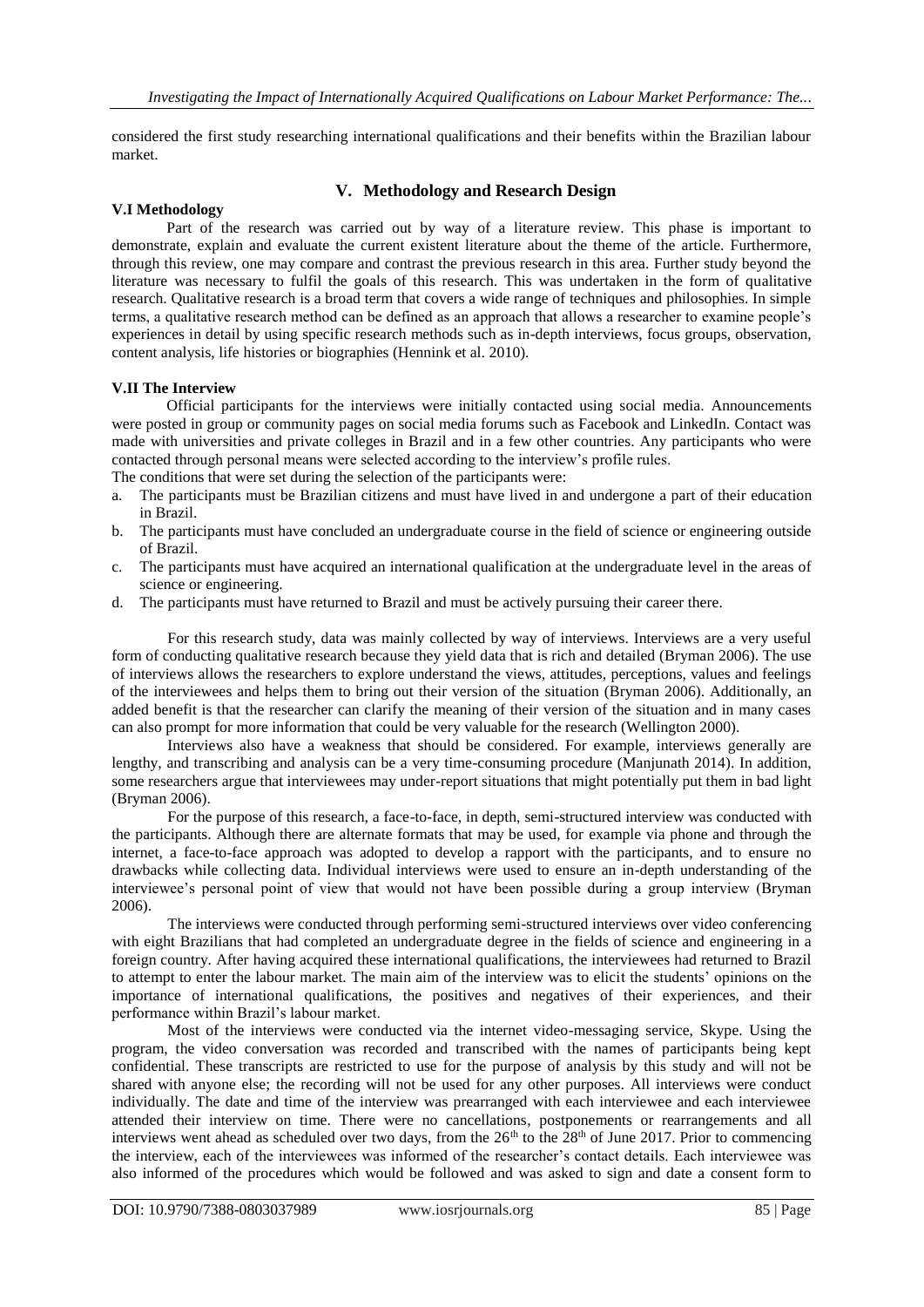considered the first study researching international qualifications and their benefits within the Brazilian labour market.

## V. Methodology and Research Design

### V.I Methodology

Part of the research was carried out by way of a literature review. This phase is important to demonstrate, explain and evaluate the current existent literature about the theme of the article. Furthermore, through this review, one may compare and contrast the previous research in this area. Further study beyond the literature was necessary to fulfil the goals of this research. This was undertaken in the form of qualitative research. Qualitative research is a broad term that covers a wide range of techniques and philosophies. In simple terms, a qualitative research method can be defined as an approach that allows a researcher to examine people's experiences in detail by using specific research methods such as in-depth interviews, focus groups, observation, content analysis, life histories or biographies (Hennink et al. 2010).

### V.II The Interview

Official participants for the interviews were initially contacted using social media. Announcements were posted in group or community pages on social media forums such as Facebook and LinkedIn. Contact was made with universities and private colleges in Brazil and in a few other countries. Any participants who were contacted through personal means were selected according to the interview's profile rules.

The conditions that were set during the selection of the participants were:

a. The participants must be Brazilian citizens and must have lived in and undergone a part of their education in Brazil.
b. The participants must have concluded an undergraduate course in the field of science or engineering outside of Brazil.
c. The participants must have acquired an international qualification at the undergraduate level in the areas of science or engineering.
d. The participants must have returned to Brazil and must be actively pursuing their career there.

For this research study, data was mainly collected by way of interviews. Interviews are a very useful form of conducting qualitative research because they yield data that is rich and detailed (Bryman 2006). The use of interviews allows the researchers to explore understand the views, attitudes, perceptions, values and feelings of the interviewees and helps them to bring out their version of the situation (Bryman 2006). Additionally, an added benefit is that the researcher can clarify the meaning of their version of the situation and in many cases can also prompt for more information that could be very valuable for the research (Wellington 2000).

Interviews also have a weakness that should be considered. For example, interviews generally are lengthy, and transcribing and analysis can be a very time-consuming procedure (Manjunath 2014). In addition, some researchers argue that interviewees may under-report situations that might potentially put them in bad light (Bryman 2006).

For the purpose of this research, a face-to-face, in depth, semi-structured interview was conducted with the participants. Although there are alternate formats that may be used, for example via phone and through the internet, a face-to-face approach was adopted to develop a rapport with the participants, and to ensure no drawbacks while collecting data. Individual interviews were used to ensure an in-depth understanding of the interviewee's personal point of view that would not have been possible during a group interview (Bryman 2006).

The interviews were conducted through performing semi-structured interviews over video conferencing with eight Brazilians that had completed an undergraduate degree in the fields of science and engineering in a foreign country. After having acquired these international qualifications, the interviewees had returned to Brazil to attempt to enter the labour market. The main aim of the interview was to elicit the students' opinions on the importance of international qualifications, the positives and negatives of their experiences, and their performance within Brazil's labour market.

Most of the interviews were conducted via the internet video-messaging service, Skype. Using the program, the video conversation was recorded and transcribed with the names of participants being kept confidential. These transcripts are restricted to use for the purpose of analysis by this study and will not be shared with anyone else; the recording will not be used for any other purposes. All interviews were conduct individually. The date and time of the interview was prearranged with each interviewee and each interviewee attended their interview on time. There were no cancellations, postponements or rearrangements and all interviews went ahead as scheduled over two days, from the 26th to the 28th of June 2017. Prior to commencing the interview, each of the interviewees was informed of the researcher's contact details. Each interviewee was also informed of the procedures which would be followed and was asked to sign and date a consent form to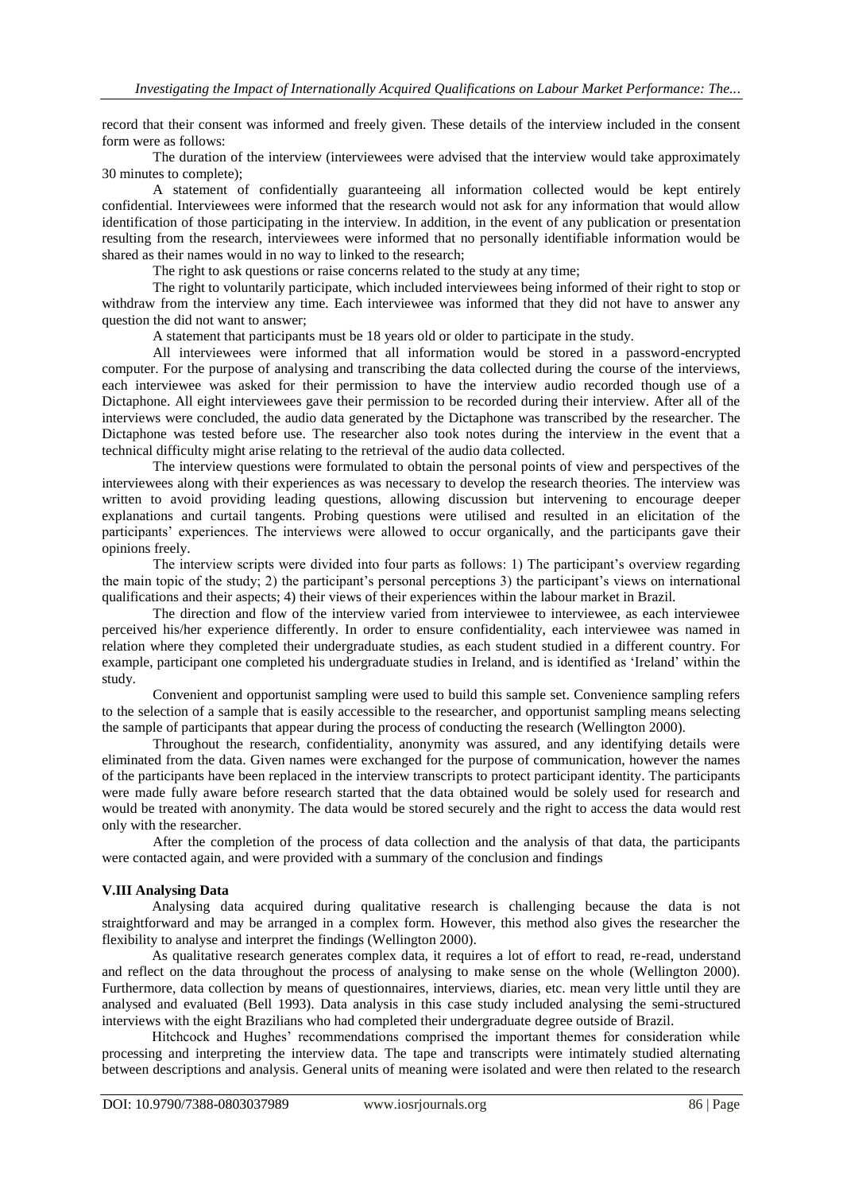record that their consent was informed and freely given. These details of the interview included in the consent form were as follows:

The duration of the interview (interviewees were advised that the interview would take approximately 30 minutes to complete);

A statement of confidentially guaranteeing all information collected would be kept entirely confidential. Interviewees were informed that the research would not ask for any information that would allow identification of those participating in the interview. In addition, in the event of any publication or presentation resulting from the research, interviewees were informed that no personally identifiable information would be shared as their names would in no way to linked to the research;

The right to ask questions or raise concerns related to the study at any time;

The right to voluntarily participate, which included interviewees being informed of their right to stop or withdraw from the interview any time. Each interviewee was informed that they did not have to answer any question the did not want to answer;

A statement that participants must be 18 years old or older to participate in the study.

All interviewees were informed that all information would be stored in a password-encrypted computer. For the purpose of analysing and transcribing the data collected during the course of the interviews, each interviewee was asked for their permission to have the interview audio recorded though use of a Dictaphone. All eight interviewees gave their permission to be recorded during their interview. After all of the interviews were concluded, the audio data generated by the Dictaphone was transcribed by the researcher. The Dictaphone was tested before use. The researcher also took notes during the interview in the event that a technical difficulty might arise relating to the retrieval of the audio data collected.

The interview questions were formulated to obtain the personal points of view and perspectives of the interviewees along with their experiences as was necessary to develop the research theories. The interview was written to avoid providing leading questions, allowing discussion but intervening to encourage deeper explanations and curtail tangents. Probing questions were utilised and resulted in an elicitation of the participants' experiences. The interviews were allowed to occur organically, and the participants gave their opinions freely.

The interview scripts were divided into four parts as follows: 1) The participant's overview regarding the main topic of the study; 2) the participant's personal perceptions 3) the participant's views on international qualifications and their aspects; 4) their views of their experiences within the labour market in Brazil.

The direction and flow of the interview varied from interviewee to interviewee, as each interviewee perceived his/her experience differently. In order to ensure confidentiality, each interviewee was named in relation where they completed their undergraduate studies, as each student studied in a different country. For example, participant one completed his undergraduate studies in Ireland, and is identified as 'Ireland' within the study.

Convenient and opportunist sampling were used to build this sample set. Convenience sampling refers to the selection of a sample that is easily accessible to the researcher, and opportunist sampling means selecting the sample of participants that appear during the process of conducting the research (Wellington 2000).

Throughout the research, confidentiality, anonymity was assured, and any identifying details were eliminated from the data. Given names were exchanged for the purpose of communication, however the names of the participants have been replaced in the interview transcripts to protect participant identity. The participants were made fully aware before research started that the data obtained would be solely used for research and would be treated with anonymity. The data would be stored securely and the right to access the data would rest only with the researcher.

After the completion of the process of data collection and the analysis of that data, the participants were contacted again, and were provided with a summary of the conclusion and findings

### V.III Analysing Data

Analysing data acquired during qualitative research is challenging because the data is not straightforward and may be arranged in a complex form. However, this method also gives the researcher the flexibility to analyse and interpret the findings (Wellington 2000).

As qualitative research generates complex data, it requires a lot of effort to read, re-read, understand and reflect on the data throughout the process of analysing to make sense on the whole (Wellington 2000). Furthermore, data collection by means of questionnaires, interviews, diaries, etc. mean very little until they are analysed and evaluated (Bell 1993). Data analysis in this case study included analysing the semi-structured interviews with the eight Brazilians who had completed their undergraduate degree outside of Brazil.

Hitchcock and Hughes' recommendations comprised the important themes for consideration while processing and interpreting the interview data. The tape and transcripts were intimately studied alternating between descriptions and analysis. General units of meaning were isolated and were then related to the research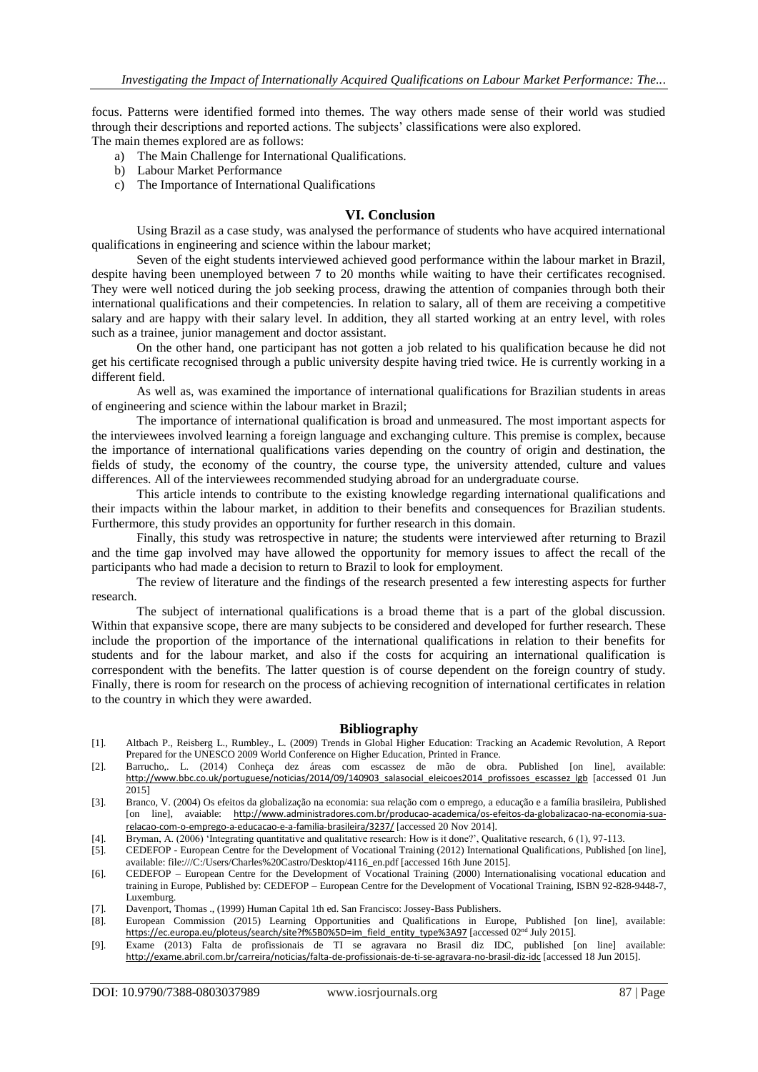focus. Patterns were identified formed into themes. The way others made sense of their world was studied through their descriptions and reported actions. The subjects' classifications were also explored.
The main themes explored are as follows:

a) The Main Challenge for International Qualifications.
b) Labour Market Performance
c) The Importance of International Qualifications

## VI. Conclusion

Using Brazil as a case study, was analysed the performance of students who have acquired international qualifications in engineering and science within the labour market;

Seven of the eight students interviewed achieved good performance within the labour market in Brazil, despite having been unemployed between 7 to 20 months while waiting to have their certificates recognised. They were well noticed during the job seeking process, drawing the attention of companies through both their international qualifications and their competencies. In relation to salary, all of them are receiving a competitive salary and are happy with their salary level. In addition, they all started working at an entry level, with roles such as a trainee, junior management and doctor assistant.

On the other hand, one participant has not gotten a job related to his qualification because he did not get his certificate recognised through a public university despite having tried twice. He is currently working in a different field.

As well as, was examined the importance of international qualifications for Brazilian students in areas of engineering and science within the labour market in Brazil;

The importance of international qualification is broad and unmeasured. The most important aspects for the interviewees involved learning a foreign language and exchanging culture. This premise is complex, because the importance of international qualifications varies depending on the country of origin and destination, the fields of study, the economy of the country, the course type, the university attended, culture and values differences. All of the interviewees recommended studying abroad for an undergraduate course.

This article intends to contribute to the existing knowledge regarding international qualifications and their impacts within the labour market, in addition to their benefits and consequences for Brazilian students. Furthermore, this study provides an opportunity for further research in this domain.

Finally, this study was retrospective in nature; the students were interviewed after returning to Brazil and the time gap involved may have allowed the opportunity for memory issues to affect the recall of the participants who had made a decision to return to Brazil to look for employment.

The review of literature and the findings of the research presented a few interesting aspects for further research.

The subject of international qualifications is a broad theme that is a part of the global discussion. Within that expansive scope, there are many subjects to be considered and developed for further research. These include the proportion of the importance of the international qualifications in relation to their benefits for students and for the labour market, and also if the costs for acquiring an international qualification is correspondent with the benefits. The latter question is of course dependent on the foreign country of study. Finally, there is room for research on the process of achieving recognition of international certificates in relation to the country in which they were awarded.

## Bibliography

[1]. Altbach P., Reisberg L., Rumbley., L. (2009) Trends in Global Higher Education: Tracking an Academic Revolution, A Report Prepared for the UNESCO 2009 World Conference on Higher Education, Printed in France.

[2]. Barrucho,. L. (2014) Conheça dez áreas com escassez de mão de obra. Published [on line], available: http://www.bbc.co.uk/portuguese/noticias/2014/09/140903_salasocial_eleicoes2014_profissoes_escassez_lgb [accessed 01 Jun 2015]

[3]. Branco, V. (2004) Os efeitos da globalização na economia: sua relação com o emprego, a educação e a família brasileira, Published [on line], avaiable: http://www.administradores.com.br/producao-academica/os-efeitos-da-globalizacao-na-economia-sua-relacao-com-o-emprego-a-educacao-e-a-familia-brasileira/3237/ [accessed 20 Nov 2014].

[4]. Bryman, A. (2006) 'Integrating quantitative and qualitative research: How is it done?', Qualitative research, 6 (1), 97-113.

[5]. CEDEFOP - European Centre for the Development of Vocational Training (2012) International Qualifications, Published [on line], available: file:///C:/Users/Charles%20Castro/Desktop/4116_en.pdf [accessed 16th June 2015].

[6]. CEDEFOP – European Centre for the Development of Vocational Training (2000) Internationalising vocational education and training in Europe, Published by: CEDEFOP – European Centre for the Development of Vocational Training, ISBN 92-828-9448-7, Luxemburg.

[7]. Davenport, Thomas ., (1999) Human Capital 1th ed. San Francisco: Jossey-Bass Publishers.

[8]. European Commission (2015) Learning Opportunities and Qualifications in Europe, Published [on line], available: https://ec.europa.eu/ploteus/search/site?f%5B0%5D=im_field_entity_type%3A97 [accessed 02nd July 2015].

[9]. Exame (2013) Falta de profissionais de TI se agravara no Brasil diz IDC, published [on line] available: http://exame.abril.com.br/carreira/noticias/falta-de-profissionais-de-ti-se-agravara-no-brasil-diz-idc [accessed 18 Jun 2015].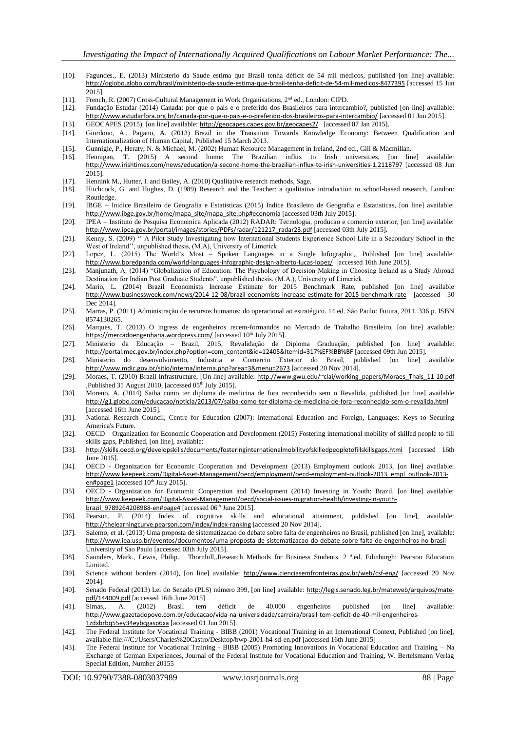[10]. Fagundes., E. (2013) Ministerio da Saude estima que Brasil tenha déficit de 54 mil médicos, published [on line] available: http://oglobo.globo.com/brasil/ministerio-da-saude-estima-que-brasil-tenha-deficit-de-54-mil-medicos-8477395 [accessed 15 Jun 2015].

[11]. French, R. (2007) Cross-Cultural Management in Work Organisations, 2nd ed., London: CIPD.

[12]. Fundação Estudar (2014) Canada: por que o pais e o preferido dos Brasileiros para intercambio?, published [on line] available: http://www.estudarfora.org.br/canada-por-que-o-pais-e-o-preferido-dos-brasileiros-para-intercambio/ [accessed 01 Jun 2015].

[13]. GEOCAPES (2015), [on line] available: http://geocapes.capes.gov.br/geocapes2/ [accessed 07 Jan 2015].

[14]. Giordono, A., Pagano, A. (2013) Brazil in the Transition Towards Knowledge Economy: Between Qualification and Internationalization of Human Capital, Published 15 March 2013.

[15]. Gunnigle, P., Heraty, N. & Michael, M. (2002) Human Resource Management in Ireland, 2nd ed., Gill & Macmillan.

[16]. Hennigan, T. (2015) A second home: The Brazilian influx to Irish universities, [on line] available: http://www.irishtimes.com/news/education/a-second-home-the-brazilian-influx-to-irish-universities-1.2118797 [accessed 08 Jun 2015].

[17]. Hennink M., Hutter, I. and Bailey, A. (2010) Qualitative research methods, Sage.

[18]. Hitchcock, G. and Hughes, D. (1989) Research and the Teacher: a qualitative introduction to school-based research, London: Routledge.

[19]. IBGE – Inidice Brasileiro de Geografia e Estatisticas (2015) Indice Brasileiro de Geografia e Estatisticas, [on line] available: http://www.ibge.gov.br/home/mapa_site/mapa_site.php#economia [accessed 03th July 2015].

[20]. IPEA – Instituto de Pesquisa Economica Aplicada (2012) RADAR: Tecnologia, producao e comercio exterior, [on line] available: http://www.ipea.gov.br/portal/images/stories/PDFs/radar/121217_radar23.pdf [accessed 03th July 2015].

[21]. Kenny, S. (2009) '' A Pilot Study Investigating how International Students Experience School Life in a Secondary School in the West of Ireland'', unpublished thesis, (M.A), University of Limerick.

[22]. Lopez, L. (2015) The World's Most – Spoken Languages in a Single Infographic,, Published [on line] available: http://www.boredpanda.com/world-languages-infographic-design-alberto-lucas-lopez/ [accessed 16th June 2015].

[23]. Manjunath, A. (2014) "Globalization of Education: The Psychology of Decision Making in Choosing Ireland as a Study Abroad Destination for Indian Post Graduate Students", unpublished thesis, (M.A.), University of Limerick.

[24]. Mario, L. (2014) Brazil Economists Increase Estimate for 2015 Benchmark Rate, published [on line] available http://www.businessweek.com/news/2014-12-08/brazil-economists-increase-estimate-for-2015-benchmark-rate [accessed 30 Dec 2014].

[25]. Marras, P. (2011) Administração de recursos humanos: do operacional ao estratégico. 14.ed. São Paulo: Futura, 2011. 336 p. ISBN 8574130265.

[26]. Marques, T. (2013) O ingress de engenheiros recem-formandos no Mercado de Trabalho Brasileiro, [on line] available: https://mercadoengenharia.wordpress.com/ [accessed 10th July 2015].

[27]. Ministerio da Educação – Brazil, 2015, Revalidação de Diploma Graduação, published [on line] available: http://portal.mec.gov.br/index.php?option=com_content&id=12405&Itemid=317%EF%BB%BF [accessed 09th Jun 2015].

[28]. Ministerio do desenvolvimento, Industria e Comercio Exterior do Brasil, published [on line] available http://www.mdic.gov.br/sitio/interna/interna.php?area=3&menu=2673 [accessed 20 Nov 2014].

[29]. Moraes, T. (2010) Brazil Infrastructure, [On line] available: http://www.gwu.edu/~clai/working_papers/Moraes_Thais_11-10.pdf ,Published 31 August 2010, [accessed 05th July 2015].

[30]. Moreno, A. (2014) Saiba como ter diploma de medicina de fora reconhecido sem o Revalida, published [on line] available http://g1.globo.com/educacao/noticia/2013/07/saiba-como-ter-diploma-de-medicina-de-fora-reconhecido-sem-o-revalida.html [accessed 16th June 2015].

[31]. National Research Council, Centre for Education (2007): International Education and Foreign, Languages: Keys to Securing America's Future.

[32]. OECD – Organization for Economic Cooperation and Development (2015) Fostering international mobility of skilled people to fill skills gaps, Published, [on line], available:

[33]. http://skills.oecd.org/developskills/documents/fosteringinternationalmobilityofskilledpeopletofillskillsgaps.html [accessed 16th June 2015].

[34]. OECD - Organization for Economic Cooperation and Development (2013) Employment outlook 2013, [on line] available: http://www.keepeek.com/Digital-Asset-Management/oecd/employment/oecd-employment-outlook-2013_empl_outlook-2013-en#page1 [accessed 10th July 2015].

[35]. OECD - Organization for Economic Cooperation and Development (2014) Investing in Youth: Brazil, [on line] available: http://www.keepeek.com/Digital-Asset-Management/oecd/social-issues-migration-health/investing-in-youth-brazil_9789264208988-en#page4 [accessed 06th June 2015].

[36]. Pearson, P. (2014) Index of cognitive skills and educational attainment, published [on line], available: http://thelearningcurve.pearson.com/index/index-ranking [accessed 20 Nov 2014].

[37]. Salerno, et al. (2013) Uma proposta de sistematizacao do debate sobre falta de engenheiros no Brasil, published [on line], available: http://www.iea.usp.br/eventos/documentos/uma-proposta-de-sistematizacao-do-debate-sobre-falta-de-engenheiros-no-brasil University of Sao Paulo [accessed 03th July 2015].

[38]. Saunders, Mark., Lewis, Philip., Thornhill,.Research Methods for Business Students. 2 a.ed. Edinburgh: Pearson Education Limited.

[39]. Science without borders (2014), [on line] available: http://www.cienciasemfronteiras.gov.br/web/csf-eng/ [accessed 20 Nov 2014].

[40]. Senado Federal (2013) Lei do Senado (PLS) número 399, [on line] available: http://legis.senado.leg.br/mateweb/arquivos/mate-pdf/144009.pdf [accessed 16th June 2015].

[41]. Simas,. A. (2012) Brasil tem déficit de 40.000 engenheiros published [on line] available: http://www.gazetadopovo.com.br/educacao/vida-na-universidade/carreira/brasil-tem-deficit-de-40-mil-engenheiros-1zdxbrbq55ey34eybcgasp6xa [accessed 01 Jun 2015].

[42]. The Federal Institute for Vocational Training - BIBB (2001) Vocational Training in an International Context, Published [on line], available file:///C:/Users/Charles%20Castro/Desktop/bwp-2001-h4-sd-en.pdf [accessed 16th June 2015]

[43]. The Federal Institute for Vocational Training - BIBB (2005) Promoting Innovations in Vocational Education and Training – Na Exchange of German Experiences, Journal of the Federal Institute for Vocational Education and Training, W. Bertelsmann Verlag Special Edition, Number 20155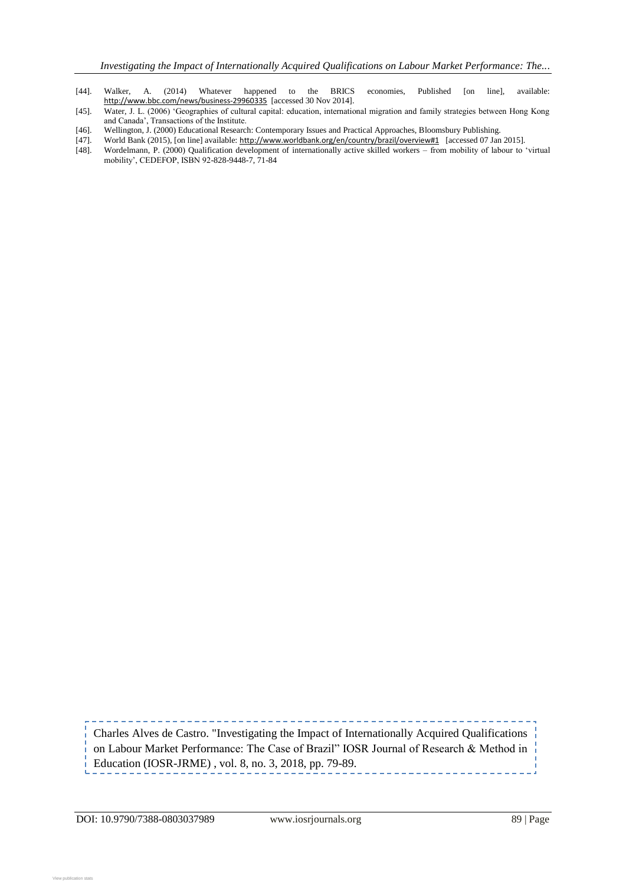[44]. Walker, A. (2014) Whatever happened to the BRICS economies, Published [on line], available: http://www.bbc.com/news/business-29960335 [accessed 30 Nov 2014].

[45]. Water, J. L. (2006) 'Geographies of cultural capital: education, international migration and family strategies between Hong Kong and Canada', Transactions of the Institute.

[46]. Wellington, J. (2000) Educational Research: Contemporary Issues and Practical Approaches, Bloomsbury Publishing.

[47]. World Bank (2015), [on line] available: http://www.worldbank.org/en/country/brazil/overview#1 [accessed 07 Jan 2015].

[48]. Wordelmann, P. (2000) Qualification development of internationally active skilled workers – from mobility of labour to 'virtual mobility', CEDEFOP, ISBN 92-828-9448-7, 71-84

Charles Alves de Castro. "Investigating the Impact of Internationally Acquired Qualifications on Labour Market Performance: The Case of Brazil" IOSR Journal of Research & Method in Education (IOSR-JRME) , vol. 8, no. 3, 2018, pp. 79-89.